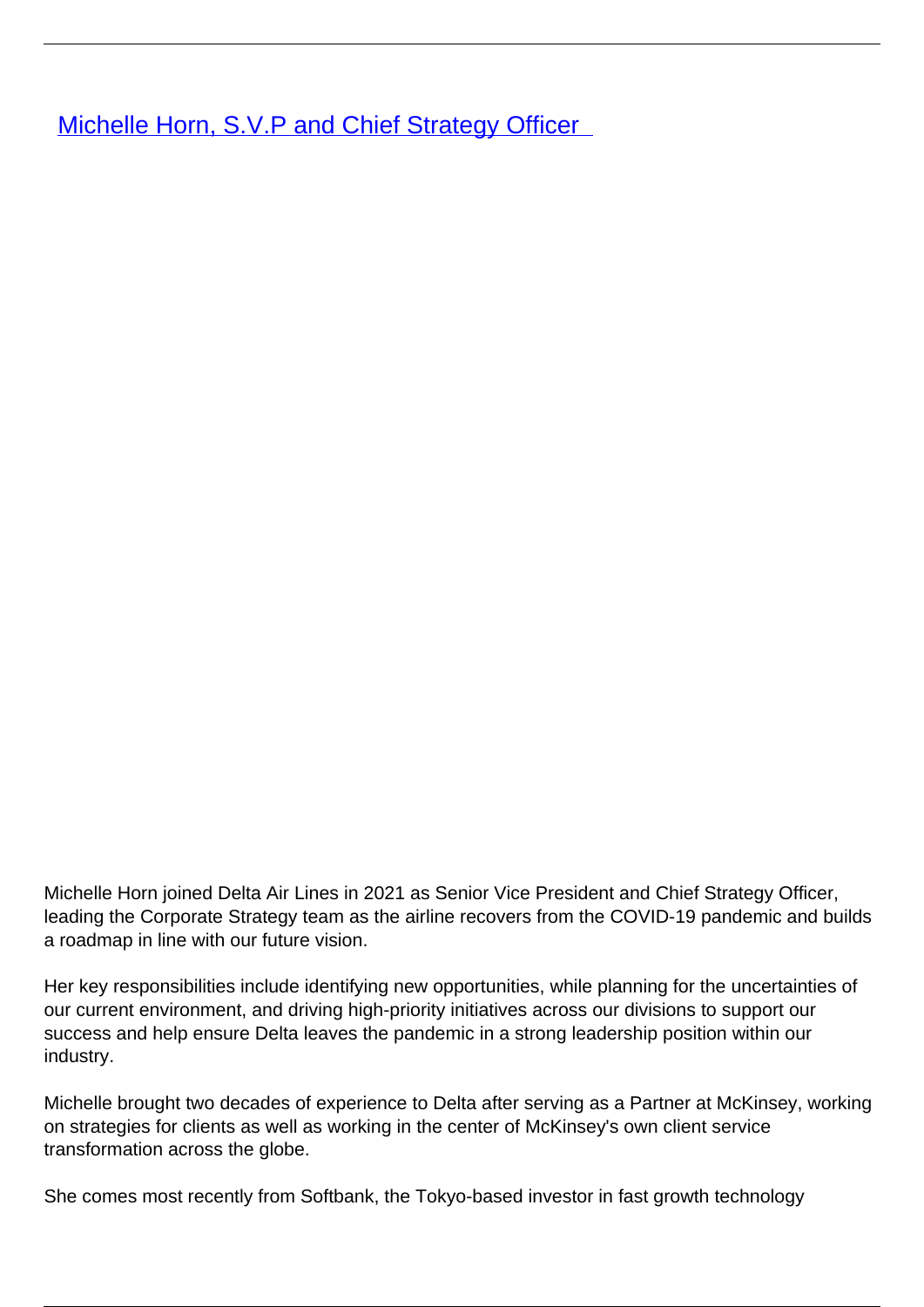# [Michelle Horn, S.V.P and Chief Strategy Officer]

Michelle Horn joined Delta Air Lines in 2021 as Senior Vice President and Chief Strategy Officer, leading the Corporate Strategy team as the airline recovers from the COVID-19 pandemic and builds a roadmap in line with our future vision.

Her key responsibilities include identifying new opportunities, while planning for the uncertainties of our current environment, and driving high-priority initiatives across our divisions to support our success and help ensure Delta leaves the pandemic in a strong leadership position within our industry.

Michelle brought two decades of experience to Delta after serving as a Partner at McKinsey, working on strategies for clients as well as working in the center of McKinsey's own client service transformation across the globe.

She comes most recently from Softbank, the Tokyo-based investor in fast growth technology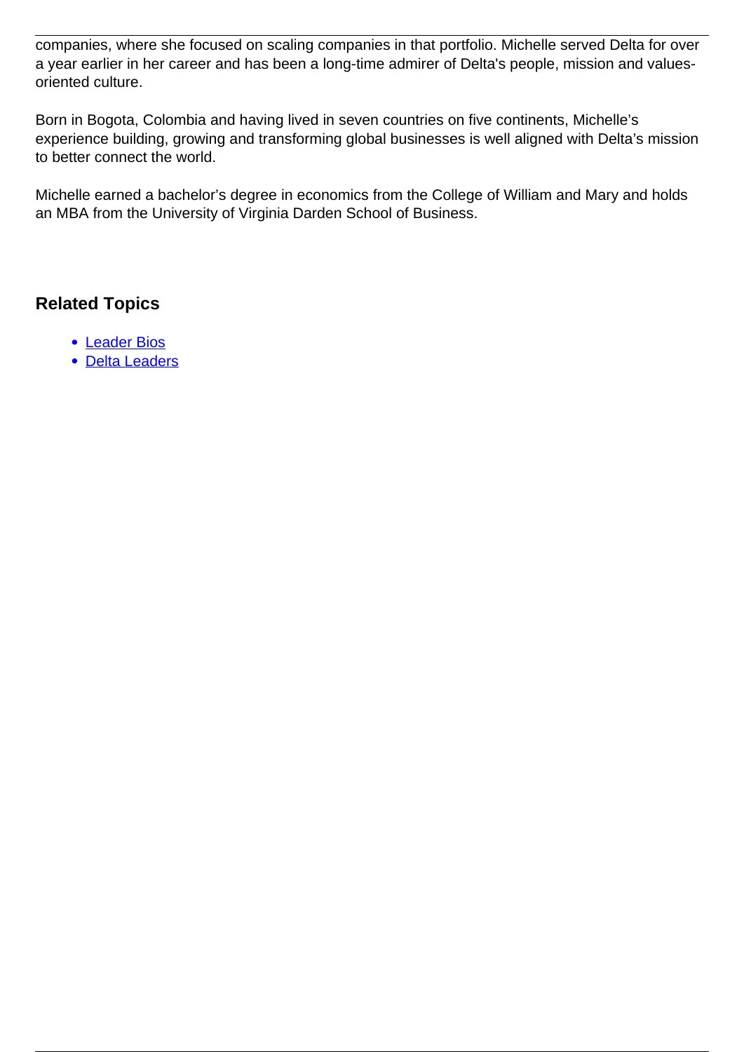companies, where she focused on scaling companies in that portfolio. Michelle served Delta for over a year earlier in her career and has been a long-time admirer of Delta's people, mission and values-oriented culture.

Born in Bogota, Colombia and having lived in seven countries on five continents, Michelle's experience building, growing and transforming global businesses is well aligned with Delta's mission to better connect the world.

Michelle earned a bachelor's degree in economics from the College of William and Mary and holds an MBA from the University of Virginia Darden School of Business.

## Related Topics

- Leader Bios
- Delta Leaders